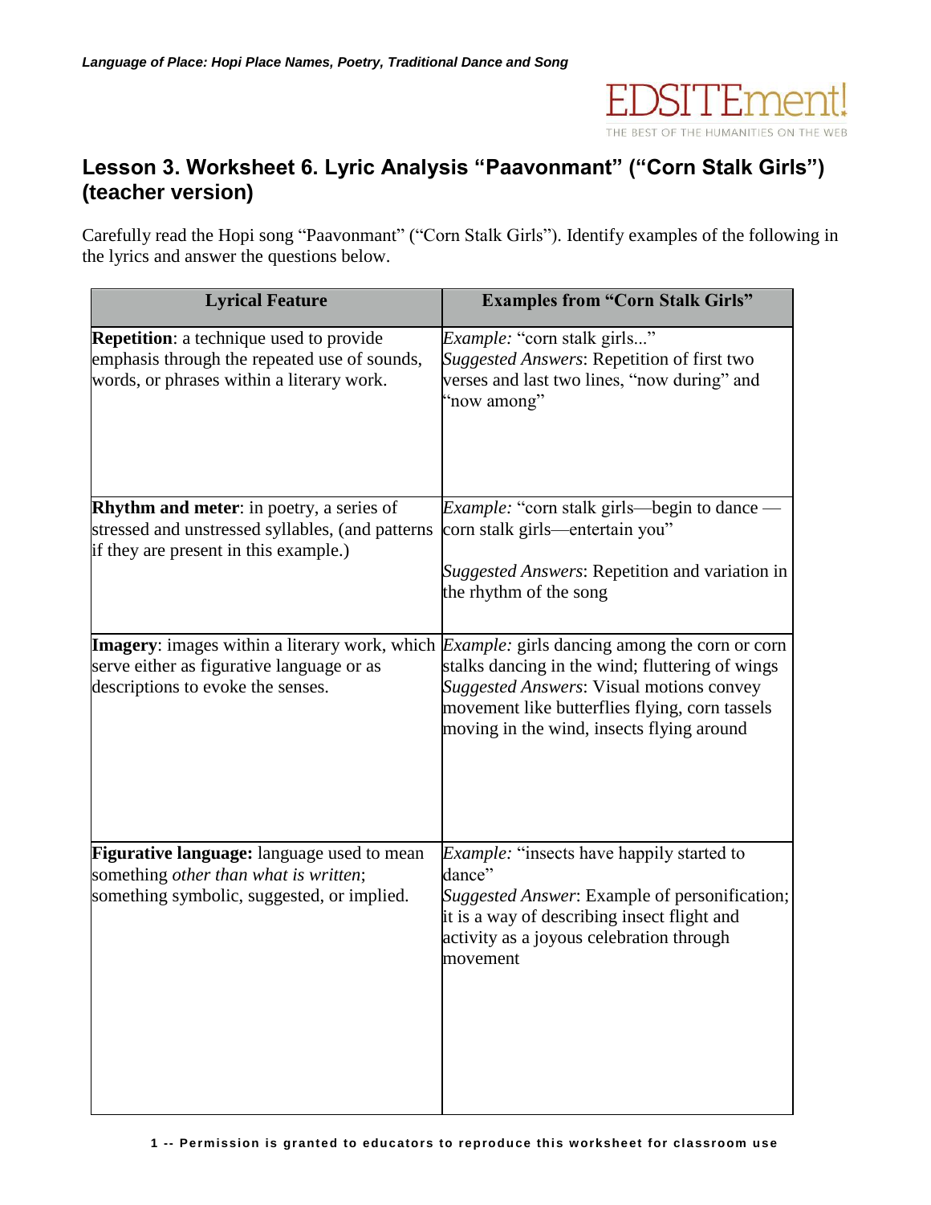## Lesson 3. Worksheet 6. Lyric Analysis "Paavonmant" ("Corn Stalk Girls") (teacher version)

Carefully read the Hopi song "Paavonmant" ("Corn Stalk Girls"). Identify examples of the following in the lyrics and answer the questions below.

| Lyrical Feature | Examples from "Corn Stalk Girls" |
|---|---|
| **Repetition**: a technique used to provide emphasis through the repeated use of sounds, words, or phrases within a literary work. | *Example:* "corn stalk girls..." *Suggested Answers*: Repetition of first two verses and last two lines, "now during" and "now among" |
| **Rhythm and meter**: in poetry, a series of stressed and unstressed syllables, (and patterns if they are present in this example.) | *Example:* "corn stalk girls—begin to dance — corn stalk girls—entertain you" *Suggested Answers*: Repetition and variation in the rhythm of the song |
| **Imagery**: images within a literary work, which serve either as figurative language or as descriptions to evoke the senses. | *Example:* girls dancing among the corn or corn stalks dancing in the wind; fluttering of wings *Suggested Answers*: Visual motions convey movement like butterflies flying, corn tassels moving in the wind, insects flying around |
| **Figurative language:** language used to mean something *other than what is written*; something symbolic, suggested, or implied. | *Example:* "insects have happily started to dance" *Suggested Answer*: Example of personification; it is a way of describing insect flight and activity as a joyous celebration through movement |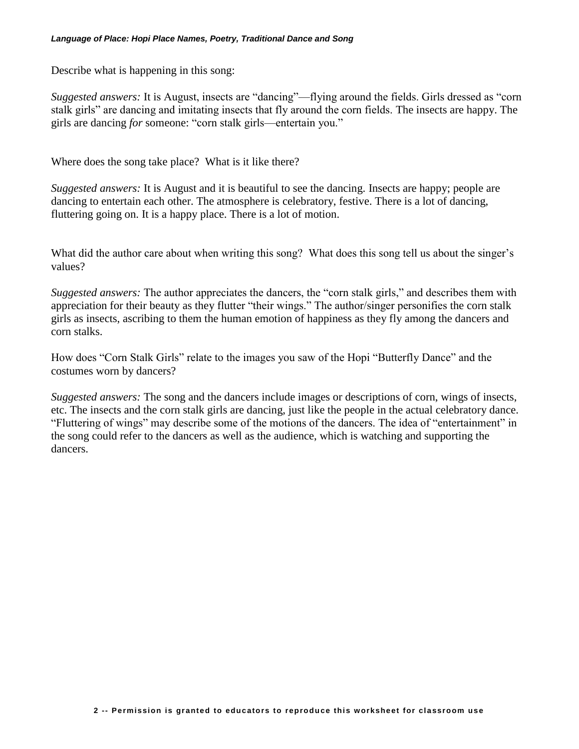Describe what is happening in this song:

*Suggested answers:* It is August, insects are "dancing"—flying around the fields. Girls dressed as "corn stalk girls" are dancing and imitating insects that fly around the corn fields. The insects are happy. The girls are dancing *for* someone: "corn stalk girls—entertain you."

Where does the song take place? What is it like there?

*Suggested answers:* It is August and it is beautiful to see the dancing. Insects are happy; people are dancing to entertain each other. The atmosphere is celebratory, festive. There is a lot of dancing, fluttering going on. It is a happy place. There is a lot of motion.

What did the author care about when writing this song? What does this song tell us about the singer's values?

*Suggested answers:* The author appreciates the dancers, the "corn stalk girls," and describes them with appreciation for their beauty as they flutter "their wings." The author/singer personifies the corn stalk girls as insects, ascribing to them the human emotion of happiness as they fly among the dancers and corn stalks.

How does "Corn Stalk Girls" relate to the images you saw of the Hopi "Butterfly Dance" and the costumes worn by dancers?

*Suggested answers:* The song and the dancers include images or descriptions of corn, wings of insects, etc. The insects and the corn stalk girls are dancing, just like the people in the actual celebratory dance. "Fluttering of wings" may describe some of the motions of the dancers. The idea of "entertainment" in the song could refer to the dancers as well as the audience, which is watching and supporting the dancers.